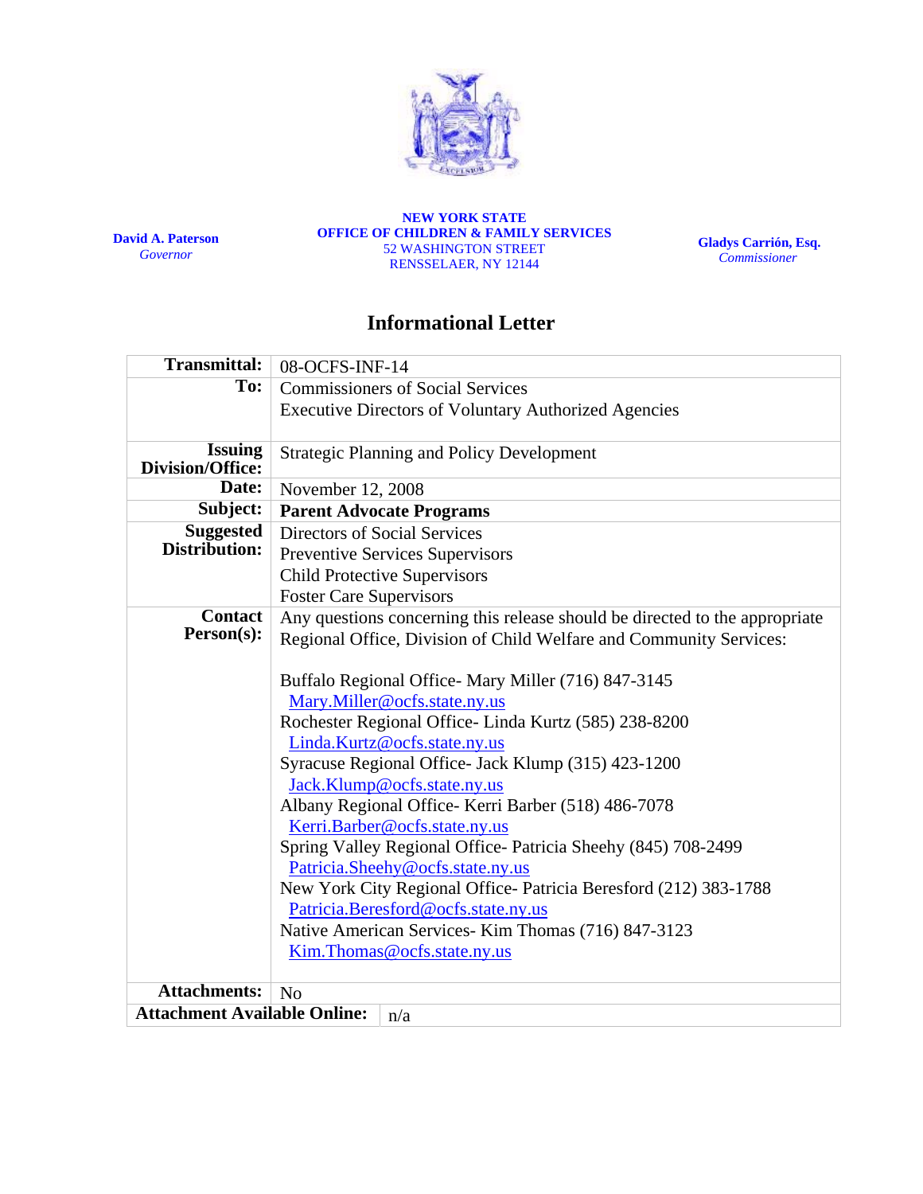**David A. Paterson**
*Governor*

**NEW YORK STATE**
**OFFICE OF CHILDREN & FAMILY SERVICES**
52 WASHINGTON STREET
RENSSELAER, NY 12144

**Gladys Carrión, Esq.**
*Commissioner*

# Informational Letter

| | |
|---|---|
| **Transmittal:** | 08-OCFS-INF-14 |
| **To:** | Commissioners of Social Services<br>Executive Directors of Voluntary Authorized Agencies |
| **Issuing Division/Office:** | Strategic Planning and Policy Development |
| **Date:** | November 12, 2008 |
| **Subject:** | **Parent Advocate Programs** |
| **Suggested Distribution:** | Directors of Social Services<br>Preventive Services Supervisors<br>Child Protective Supervisors<br>Foster Care Supervisors |
| **Contact Person(s):** | Any questions concerning this release should be directed to the appropriate Regional Office, Division of Child Welfare and Community Services:<br><br>Buffalo Regional Office- Mary Miller (716) 847-3145<br>Mary.Miller@ocfs.state.ny.us<br>Rochester Regional Office- Linda Kurtz (585) 238-8200<br>Linda.Kurtz@ocfs.state.ny.us<br>Syracuse Regional Office- Jack Klump (315) 423-1200<br>Jack.Klump@ocfs.state.ny.us<br>Albany Regional Office- Kerri Barber (518) 486-7078<br>Kerri.Barber@ocfs.state.ny.us<br>Spring Valley Regional Office- Patricia Sheehy (845) 708-2499<br>Patricia.Sheehy@ocfs.state.ny.us<br>New York City Regional Office- Patricia Beresford (212) 383-1788<br>Patricia.Beresford@ocfs.state.ny.us<br>Native American Services- Kim Thomas (716) 847-3123<br>Kim.Thomas@ocfs.state.ny.us |
| **Attachments:** | No |
| **Attachment Available Online:** | n/a |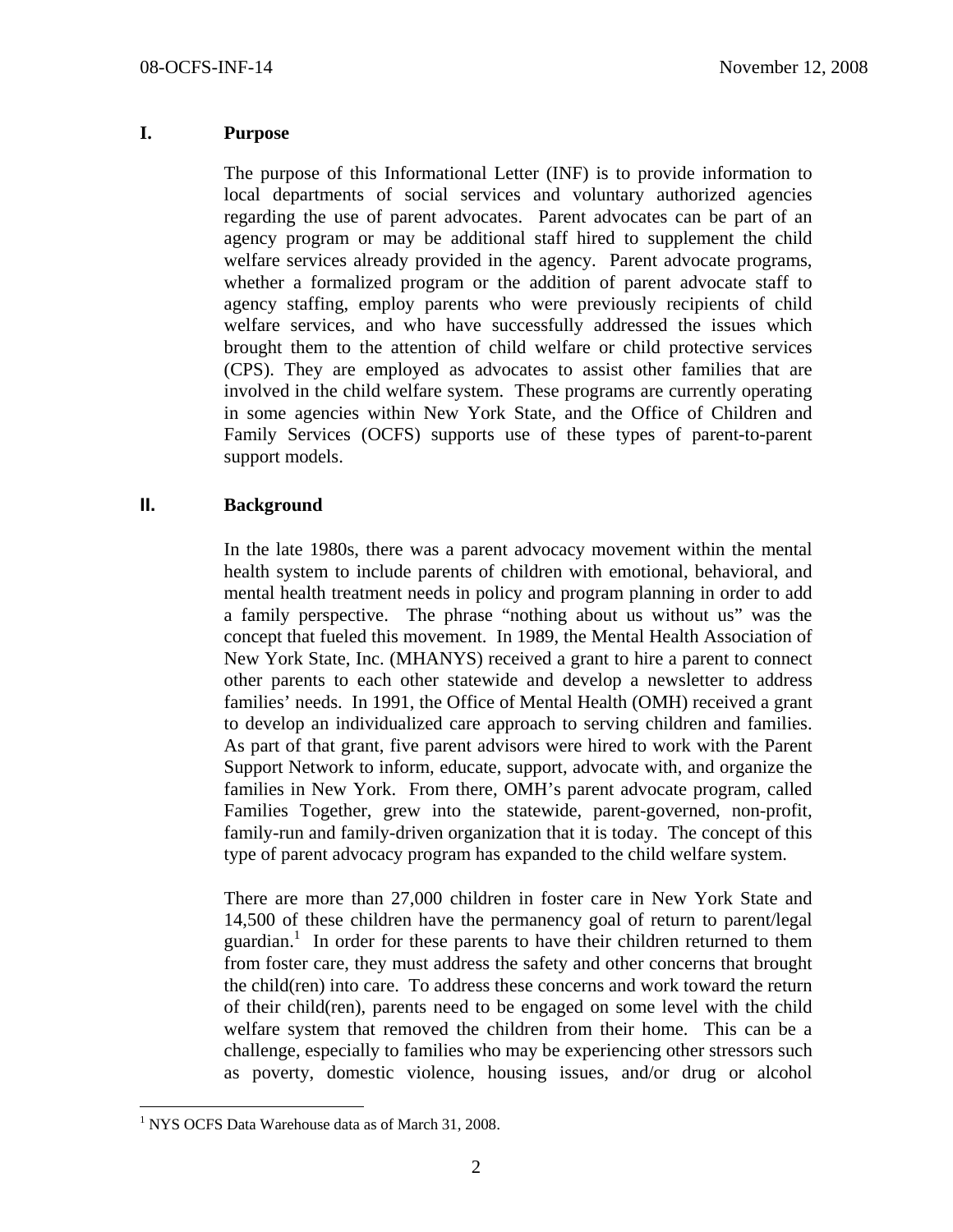## I. Purpose

The purpose of this Informational Letter (INF) is to provide information to local departments of social services and voluntary authorized agencies regarding the use of parent advocates. Parent advocates can be part of an agency program or may be additional staff hired to supplement the child welfare services already provided in the agency. Parent advocate programs, whether a formalized program or the addition of parent advocate staff to agency staffing, employ parents who were previously recipients of child welfare services, and who have successfully addressed the issues which brought them to the attention of child welfare or child protective services (CPS). They are employed as advocates to assist other families that are involved in the child welfare system. These programs are currently operating in some agencies within New York State, and the Office of Children and Family Services (OCFS) supports use of these types of parent-to-parent support models.

## II. Background

In the late 1980s, there was a parent advocacy movement within the mental health system to include parents of children with emotional, behavioral, and mental health treatment needs in policy and program planning in order to add a family perspective. The phrase "nothing about us without us" was the concept that fueled this movement. In 1989, the Mental Health Association of New York State, Inc. (MHANYS) received a grant to hire a parent to connect other parents to each other statewide and develop a newsletter to address families' needs. In 1991, the Office of Mental Health (OMH) received a grant to develop an individualized care approach to serving children and families. As part of that grant, five parent advisors were hired to work with the Parent Support Network to inform, educate, support, advocate with, and organize the families in New York. From there, OMH's parent advocate program, called Families Together, grew into the statewide, parent-governed, non-profit, family-run and family-driven organization that it is today. The concept of this type of parent advocacy program has expanded to the child welfare system.

There are more than 27,000 children in foster care in New York State and 14,500 of these children have the permanency goal of return to parent/legal guardian.[1] In order for these parents to have their children returned to them from foster care, they must address the safety and other concerns that brought the child(ren) into care. To address these concerns and work toward the return of their child(ren), parents need to be engaged on some level with the child welfare system that removed the children from their home. This can be a challenge, especially to families who may be experiencing other stressors such as poverty, domestic violence, housing issues, and/or drug or alcohol

[1] NYS OCFS Data Warehouse data as of March 31, 2008.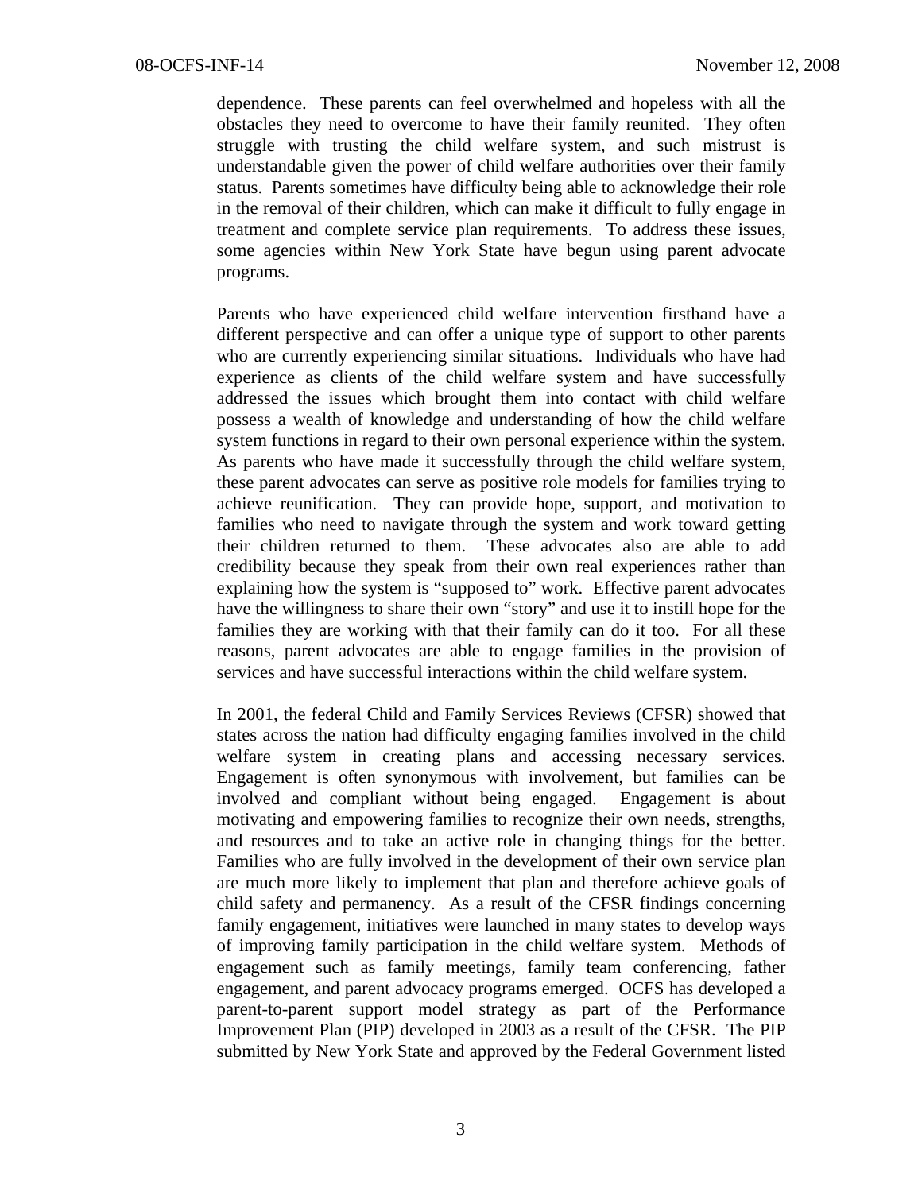dependence. These parents can feel overwhelmed and hopeless with all the obstacles they need to overcome to have their family reunited. They often struggle with trusting the child welfare system, and such mistrust is understandable given the power of child welfare authorities over their family status. Parents sometimes have difficulty being able to acknowledge their role in the removal of their children, which can make it difficult to fully engage in treatment and complete service plan requirements. To address these issues, some agencies within New York State have begun using parent advocate programs.

Parents who have experienced child welfare intervention firsthand have a different perspective and can offer a unique type of support to other parents who are currently experiencing similar situations. Individuals who have had experience as clients of the child welfare system and have successfully addressed the issues which brought them into contact with child welfare possess a wealth of knowledge and understanding of how the child welfare system functions in regard to their own personal experience within the system. As parents who have made it successfully through the child welfare system, these parent advocates can serve as positive role models for families trying to achieve reunification. They can provide hope, support, and motivation to families who need to navigate through the system and work toward getting their children returned to them. These advocates also are able to add credibility because they speak from their own real experiences rather than explaining how the system is "supposed to" work. Effective parent advocates have the willingness to share their own "story" and use it to instill hope for the families they are working with that their family can do it too. For all these reasons, parent advocates are able to engage families in the provision of services and have successful interactions within the child welfare system.

In 2001, the federal Child and Family Services Reviews (CFSR) showed that states across the nation had difficulty engaging families involved in the child welfare system in creating plans and accessing necessary services. Engagement is often synonymous with involvement, but families can be involved and compliant without being engaged. Engagement is about motivating and empowering families to recognize their own needs, strengths, and resources and to take an active role in changing things for the better. Families who are fully involved in the development of their own service plan are much more likely to implement that plan and therefore achieve goals of child safety and permanency. As a result of the CFSR findings concerning family engagement, initiatives were launched in many states to develop ways of improving family participation in the child welfare system. Methods of engagement such as family meetings, family team conferencing, father engagement, and parent advocacy programs emerged. OCFS has developed a parent-to-parent support model strategy as part of the Performance Improvement Plan (PIP) developed in 2003 as a result of the CFSR. The PIP submitted by New York State and approved by the Federal Government listed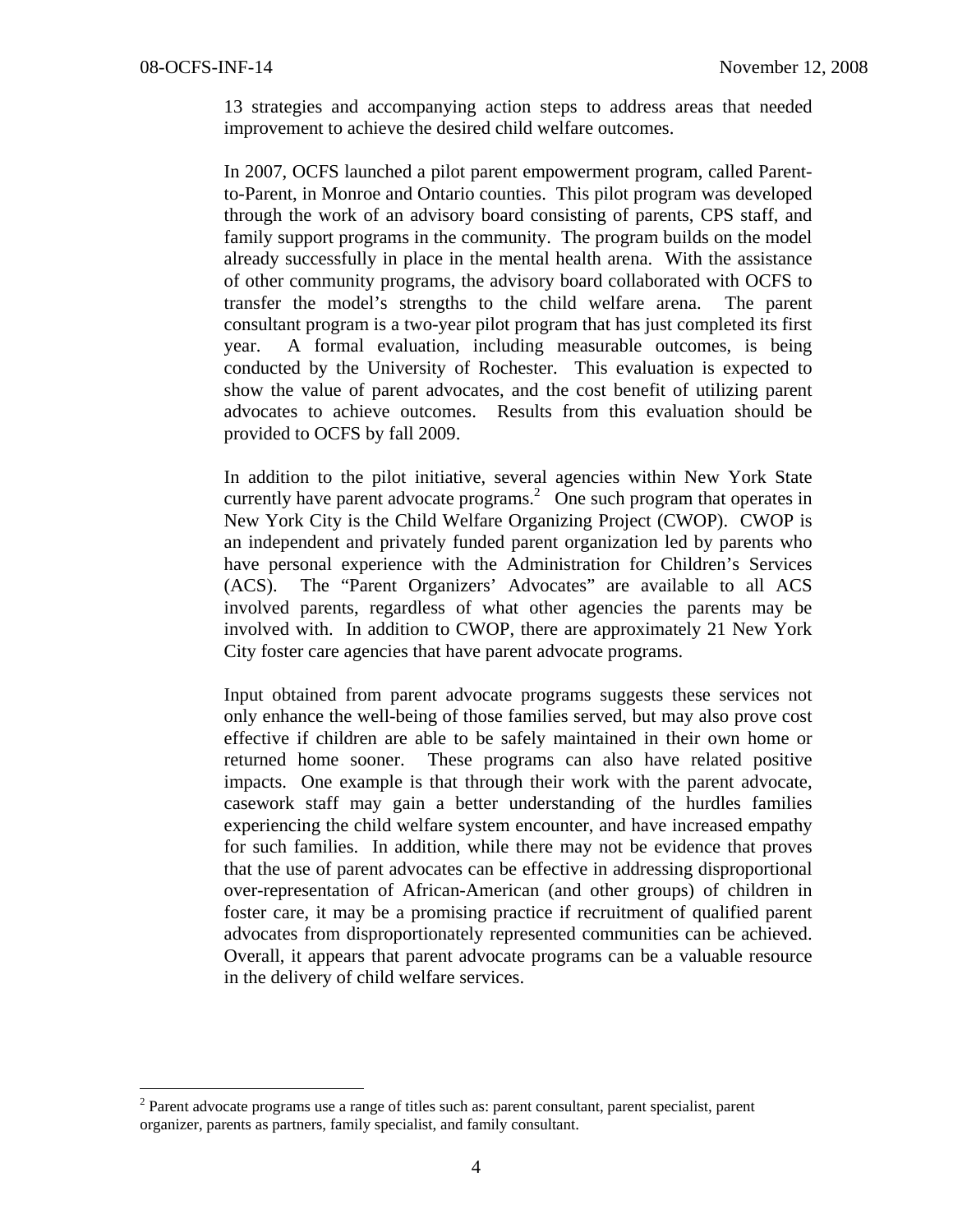13 strategies and accompanying action steps to address areas that needed improvement to achieve the desired child welfare outcomes.

In 2007, OCFS launched a pilot parent empowerment program, called Parent-to-Parent, in Monroe and Ontario counties. This pilot program was developed through the work of an advisory board consisting of parents, CPS staff, and family support programs in the community. The program builds on the model already successfully in place in the mental health arena. With the assistance of other community programs, the advisory board collaborated with OCFS to transfer the model's strengths to the child welfare arena. The parent consultant program is a two-year pilot program that has just completed its first year. A formal evaluation, including measurable outcomes, is being conducted by the University of Rochester. This evaluation is expected to show the value of parent advocates, and the cost benefit of utilizing parent advocates to achieve outcomes. Results from this evaluation should be provided to OCFS by fall 2009.

In addition to the pilot initiative, several agencies within New York State currently have parent advocate programs.[2] One such program that operates in New York City is the Child Welfare Organizing Project (CWOP). CWOP is an independent and privately funded parent organization led by parents who have personal experience with the Administration for Children's Services (ACS). The "Parent Organizers' Advocates" are available to all ACS involved parents, regardless of what other agencies the parents may be involved with. In addition to CWOP, there are approximately 21 New York City foster care agencies that have parent advocate programs.

Input obtained from parent advocate programs suggests these services not only enhance the well-being of those families served, but may also prove cost effective if children are able to be safely maintained in their own home or returned home sooner. These programs can also have related positive impacts. One example is that through their work with the parent advocate, casework staff may gain a better understanding of the hurdles families experiencing the child welfare system encounter, and have increased empathy for such families. In addition, while there may not be evidence that proves that the use of parent advocates can be effective in addressing disproportional over-representation of African-American (and other groups) of children in foster care, it may be a promising practice if recruitment of qualified parent advocates from disproportionately represented communities can be achieved. Overall, it appears that parent advocate programs can be a valuable resource in the delivery of child welfare services.

[2] Parent advocate programs use a range of titles such as: parent consultant, parent specialist, parent organizer, parents as partners, family specialist, and family consultant.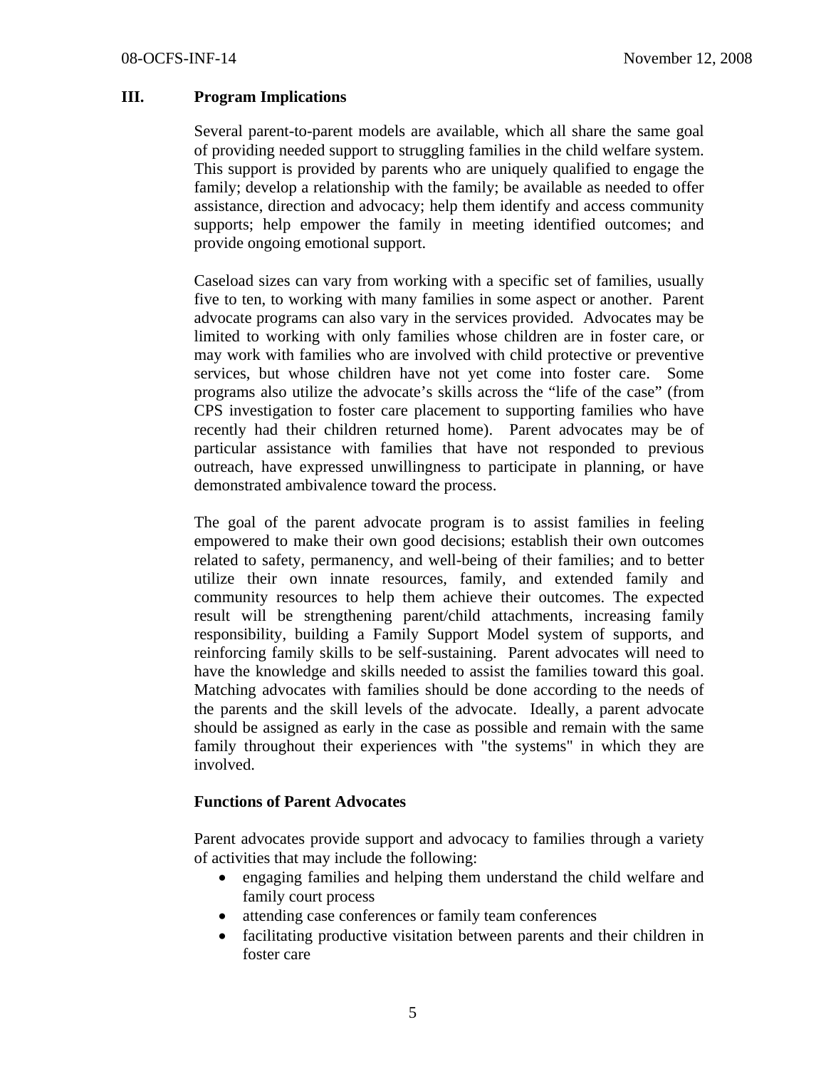## III. Program Implications

Several parent-to-parent models are available, which all share the same goal of providing needed support to struggling families in the child welfare system. This support is provided by parents who are uniquely qualified to engage the family; develop a relationship with the family; be available as needed to offer assistance, direction and advocacy; help them identify and access community supports; help empower the family in meeting identified outcomes; and provide ongoing emotional support.

Caseload sizes can vary from working with a specific set of families, usually five to ten, to working with many families in some aspect or another. Parent advocate programs can also vary in the services provided. Advocates may be limited to working with only families whose children are in foster care, or may work with families who are involved with child protective or preventive services, but whose children have not yet come into foster care. Some programs also utilize the advocate's skills across the "life of the case" (from CPS investigation to foster care placement to supporting families who have recently had their children returned home). Parent advocates may be of particular assistance with families that have not responded to previous outreach, have expressed unwillingness to participate in planning, or have demonstrated ambivalence toward the process.

The goal of the parent advocate program is to assist families in feeling empowered to make their own good decisions; establish their own outcomes related to safety, permanency, and well-being of their families; and to better utilize their own innate resources, family, and extended family and community resources to help them achieve their outcomes. The expected result will be strengthening parent/child attachments, increasing family responsibility, building a Family Support Model system of supports, and reinforcing family skills to be self-sustaining. Parent advocates will need to have the knowledge and skills needed to assist the families toward this goal. Matching advocates with families should be done according to the needs of the parents and the skill levels of the advocate. Ideally, a parent advocate should be assigned as early in the case as possible and remain with the same family throughout their experiences with "the systems" in which they are involved.

### Functions of Parent Advocates

Parent advocates provide support and advocacy to families through a variety of activities that may include the following:

- engaging families and helping them understand the child welfare and family court process
- attending case conferences or family team conferences
- facilitating productive visitation between parents and their children in foster care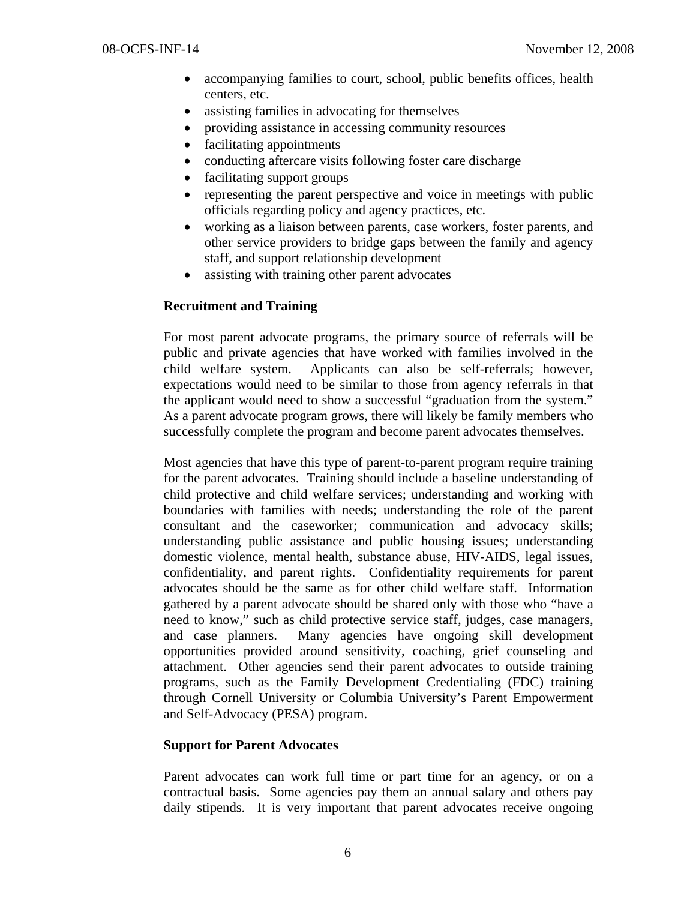- accompanying families to court, school, public benefits offices, health centers, etc.
- assisting families in advocating for themselves
- providing assistance in accessing community resources
- facilitating appointments
- conducting aftercare visits following foster care discharge
- facilitating support groups
- representing the parent perspective and voice in meetings with public officials regarding policy and agency practices, etc.
- working as a liaison between parents, case workers, foster parents, and other service providers to bridge gaps between the family and agency staff, and support relationship development
- assisting with training other parent advocates

**Recruitment and Training**

For most parent advocate programs, the primary source of referrals will be public and private agencies that have worked with families involved in the child welfare system. Applicants can also be self-referrals; however, expectations would need to be similar to those from agency referrals in that the applicant would need to show a successful "graduation from the system." As a parent advocate program grows, there will likely be family members who successfully complete the program and become parent advocates themselves.

Most agencies that have this type of parent-to-parent program require training for the parent advocates. Training should include a baseline understanding of child protective and child welfare services; understanding and working with boundaries with families with needs; understanding the role of the parent consultant and the caseworker; communication and advocacy skills; understanding public assistance and public housing issues; understanding domestic violence, mental health, substance abuse, HIV-AIDS, legal issues, confidentiality, and parent rights. Confidentiality requirements for parent advocates should be the same as for other child welfare staff. Information gathered by a parent advocate should be shared only with those who "have a need to know," such as child protective service staff, judges, case managers, and case planners. Many agencies have ongoing skill development opportunities provided around sensitivity, coaching, grief counseling and attachment. Other agencies send their parent advocates to outside training programs, such as the Family Development Credentialing (FDC) training through Cornell University or Columbia University's Parent Empowerment and Self-Advocacy (PESA) program.

**Support for Parent Advocates**

Parent advocates can work full time or part time for an agency, or on a contractual basis. Some agencies pay them an annual salary and others pay daily stipends. It is very important that parent advocates receive ongoing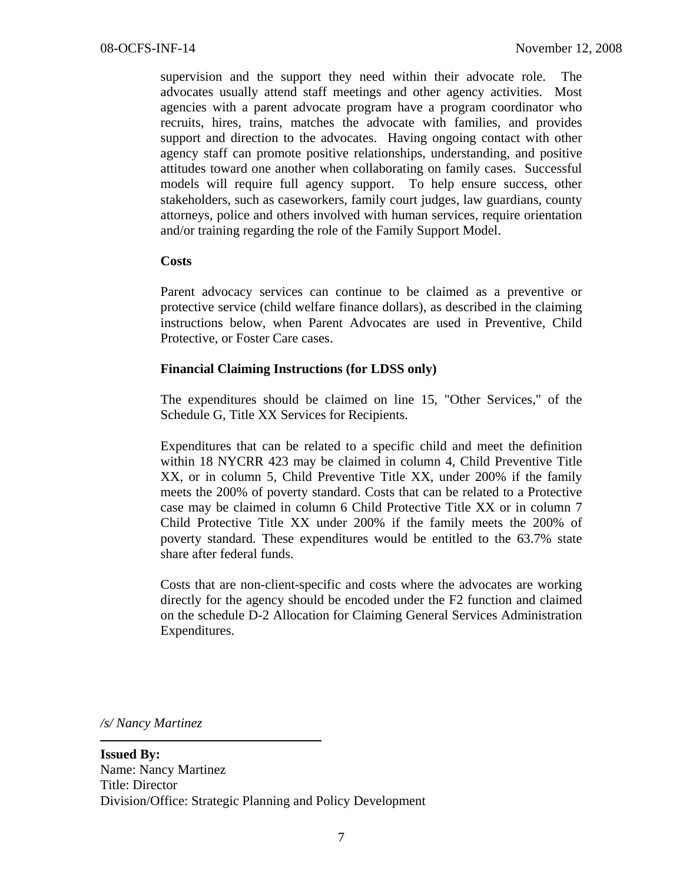supervision and the support they need within their advocate role. The advocates usually attend staff meetings and other agency activities. Most agencies with a parent advocate program have a program coordinator who recruits, hires, trains, matches the advocate with families, and provides support and direction to the advocates. Having ongoing contact with other agency staff can promote positive relationships, understanding, and positive attitudes toward one another when collaborating on family cases. Successful models will require full agency support. To help ensure success, other stakeholders, such as caseworkers, family court judges, law guardians, county attorneys, police and others involved with human services, require orientation and/or training regarding the role of the Family Support Model.

**Costs**

Parent advocacy services can continue to be claimed as a preventive or protective service (child welfare finance dollars), as described in the claiming instructions below, when Parent Advocates are used in Preventive, Child Protective, or Foster Care cases.

**Financial Claiming Instructions (for LDSS only)**

The expenditures should be claimed on line 15, "Other Services," of the Schedule G, Title XX Services for Recipients.

Expenditures that can be related to a specific child and meet the definition within 18 NYCRR 423 may be claimed in column 4, Child Preventive Title XX, or in column 5, Child Preventive Title XX, under 200% if the family meets the 200% of poverty standard. Costs that can be related to a Protective case may be claimed in column 6 Child Protective Title XX or in column 7 Child Protective Title XX under 200% if the family meets the 200% of poverty standard. These expenditures would be entitled to the 63.7% state share after federal funds.

Costs that are non-client-specific and costs where the advocates are working directly for the agency should be encoded under the F2 function and claimed on the schedule D-2 Allocation for Claiming General Services Administration Expenditures.

*/s/ Nancy Martinez*

**Issued By:**
Name: Nancy Martinez
Title: Director
Division/Office: Strategic Planning and Policy Development